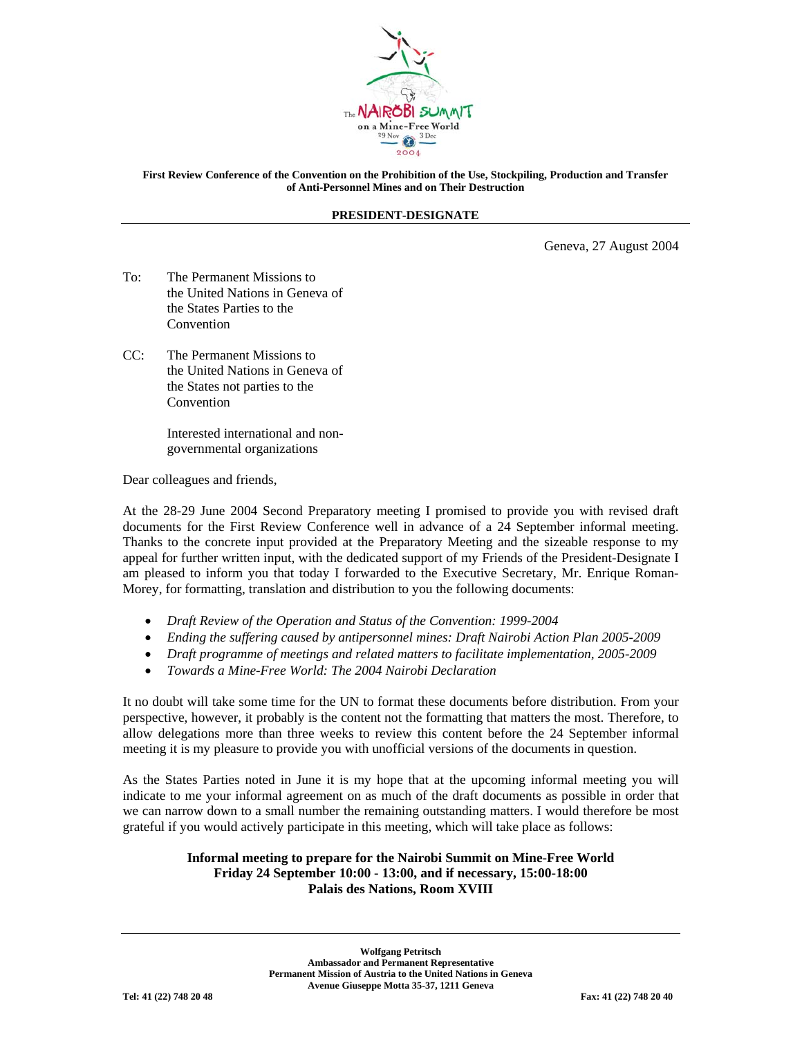The NAIROBI SUMMIT on a Mine-Free World 29 Nov – 3 Dec 2004

**First Review Conference of the Convention on the Prohibition of the Use, Stockpiling, Production and Transfer of Anti-Personnel Mines and on Their Destruction**

**PRESIDENT-DESIGNATE**

Geneva, 27 August 2004

To: The Permanent Missions to the United Nations in Geneva of the States Parties to the Convention

CC: The Permanent Missions to the United Nations in Geneva of the States not parties to the Convention

Interested international and non-governmental organizations

Dear colleagues and friends,

At the 28-29 June 2004 Second Preparatory meeting I promised to provide you with revised draft documents for the First Review Conference well in advance of a 24 September informal meeting. Thanks to the concrete input provided at the Preparatory Meeting and the sizeable response to my appeal for further written input, with the dedicated support of my Friends of the President-Designate I am pleased to inform you that today I forwarded to the Executive Secretary, Mr. Enrique Roman-Morey, for formatting, translation and distribution to you the following documents:

- *Draft Review of the Operation and Status of the Convention: 1999-2004*
- *Ending the suffering caused by antipersonnel mines: Draft Nairobi Action Plan 2005-2009*
- *Draft programme of meetings and related matters to facilitate implementation, 2005-2009*
- *Towards a Mine-Free World: The 2004 Nairobi Declaration*

It no doubt will take some time for the UN to format these documents before distribution. From your perspective, however, it probably is the content not the formatting that matters the most. Therefore, to allow delegations more than three weeks to review this content before the 24 September informal meeting it is my pleasure to provide you with unofficial versions of the documents in question.

As the States Parties noted in June it is my hope that at the upcoming informal meeting you will indicate to me your informal agreement on as much of the draft documents as possible in order that we can narrow down to a small number the remaining outstanding matters. I would therefore be most grateful if you would actively participate in this meeting, which will take place as follows:

**Informal meeting to prepare for the Nairobi Summit on Mine-Free World**
**Friday 24 September 10:00 - 13:00, and if necessary, 15:00-18:00**
**Palais des Nations, Room XVIII**

**Wolfgang Petritsch**
**Ambassador and Permanent Representative**
**Permanent Mission of Austria to the United Nations in Geneva**
**Avenue Giuseppe Motta 35-37, 1211 Geneva**

**Tel: 41 (22) 748 20 48** **Fax: 41 (22) 748 20 40**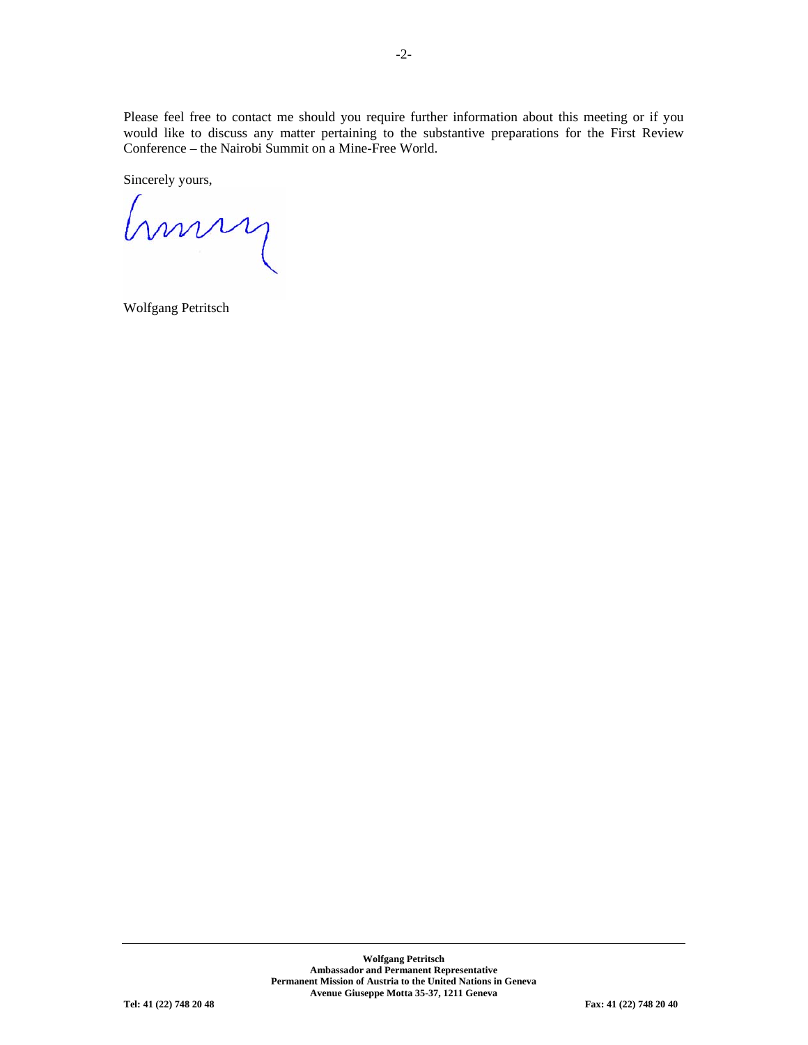Please feel free to contact me should you require further information about this meeting or if you would like to discuss any matter pertaining to the substantive preparations for the First Review Conference – the Nairobi Summit on a Mine-Free World.

Sincerely yours,

Wolfgang Petritsch

---

**Wolfgang Petritsch**
**Ambassador and Permanent Representative**
**Permanent Mission of Austria to the United Nations in Geneva**
**Avenue Giuseppe Motta 35-37, 1211 Geneva**

**Tel: 41 (22) 748 20 48** **Fax: 41 (22) 748 20 40**